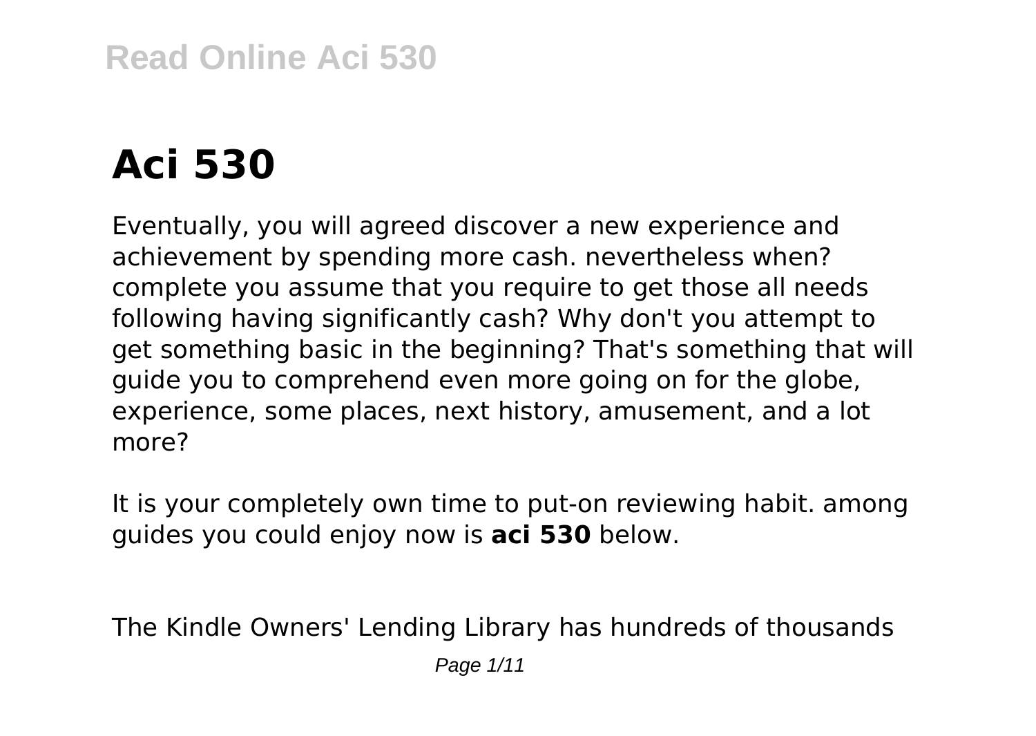# Aci 530

Eventually, you will agreed discover a new experience and achievement by spending more cash. nevertheless when? complete you assume that you require to get those all needs following having significantly cash? Why don't you attempt to get something basic in the beginning? That's something that will guide you to comprehend even more going on for the globe, experience, some places, next history, amusement, and a lot more?

It is your completely own time to put-on reviewing habit. among guides you could enjoy now is **aci 530** below.

The Kindle Owners' Lending Library has hundreds of thousands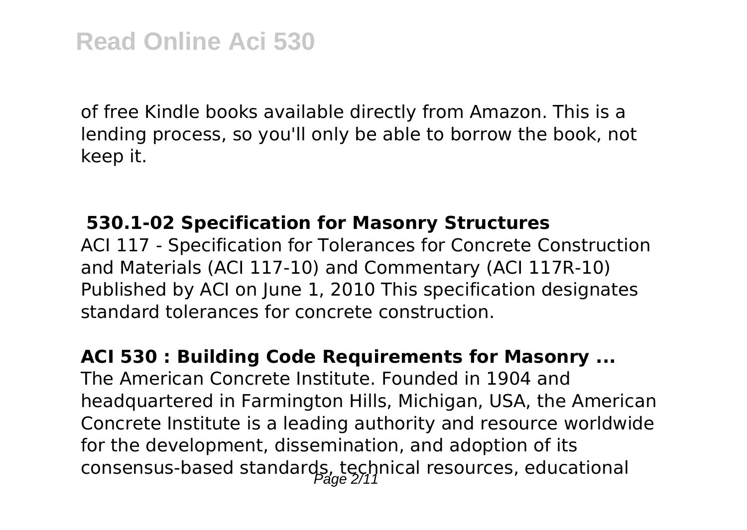of free Kindle books available directly from Amazon. This is a lending process, so you'll only be able to borrow the book, not keep it.

## 530.1-02 Specification for Masonry Structures

ACI 117 - Specification for Tolerances for Concrete Construction and Materials (ACI 117-10) and Commentary (ACI 117R-10) Published by ACI on June 1, 2010 This specification designates standard tolerances for concrete construction.

## ACI 530 : Building Code Requirements for Masonry ...

The American Concrete Institute. Founded in 1904 and headquartered in Farmington Hills, Michigan, USA, the American Concrete Institute is a leading authority and resource worldwide for the development, dissemination, and adoption of its consensus-based standards, technical resources, educational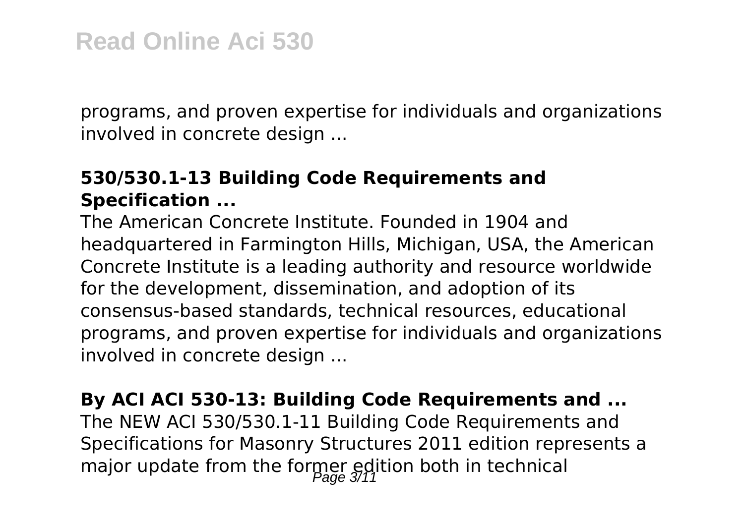programs, and proven expertise for individuals and organizations involved in concrete design ...

**530/530.1-13 Building Code Requirements and Specification ...**

The American Concrete Institute. Founded in 1904 and headquartered in Farmington Hills, Michigan, USA, the American Concrete Institute is a leading authority and resource worldwide for the development, dissemination, and adoption of its consensus-based standards, technical resources, educational programs, and proven expertise for individuals and organizations involved in concrete design ...

**By ACI ACI 530-13: Building Code Requirements and ...**

The NEW ACI 530/530.1-11 Building Code Requirements and Specifications for Masonry Structures 2011 edition represents a major update from the former edition both in technical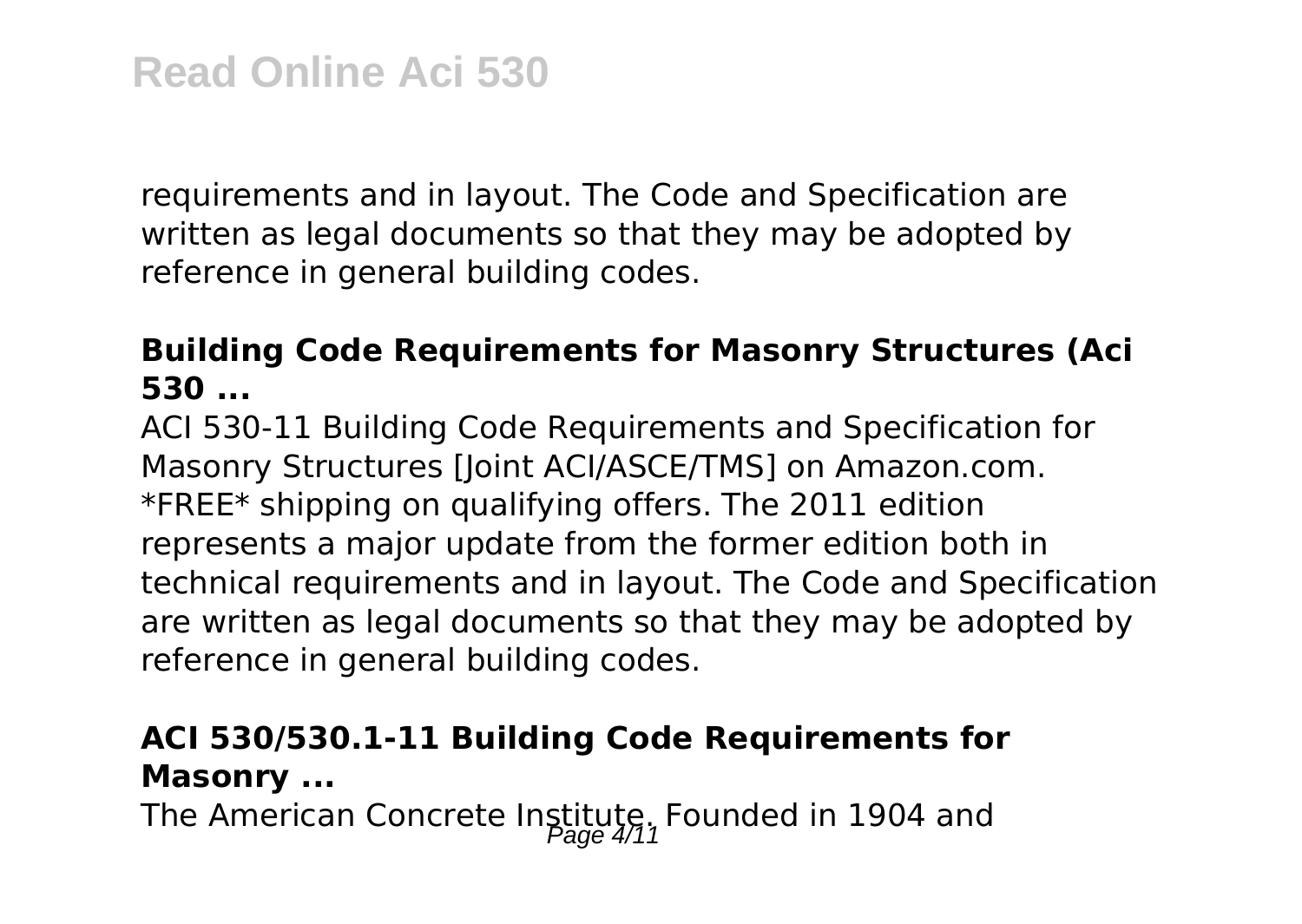requirements and in layout. The Code and Specification are written as legal documents so that they may be adopted by reference in general building codes.

**Building Code Requirements for Masonry Structures (Aci 530 ...**

ACI 530-11 Building Code Requirements and Specification for Masonry Structures [Joint ACI/ASCE/TMS] on Amazon.com. *FREE* shipping on qualifying offers. The 2011 edition represents a major update from the former edition both in technical requirements and in layout. The Code and Specification are written as legal documents so that they may be adopted by reference in general building codes.

**ACI 530/530.1-11 Building Code Requirements for Masonry ...**

The American Concrete Institute. Founded in 1904 and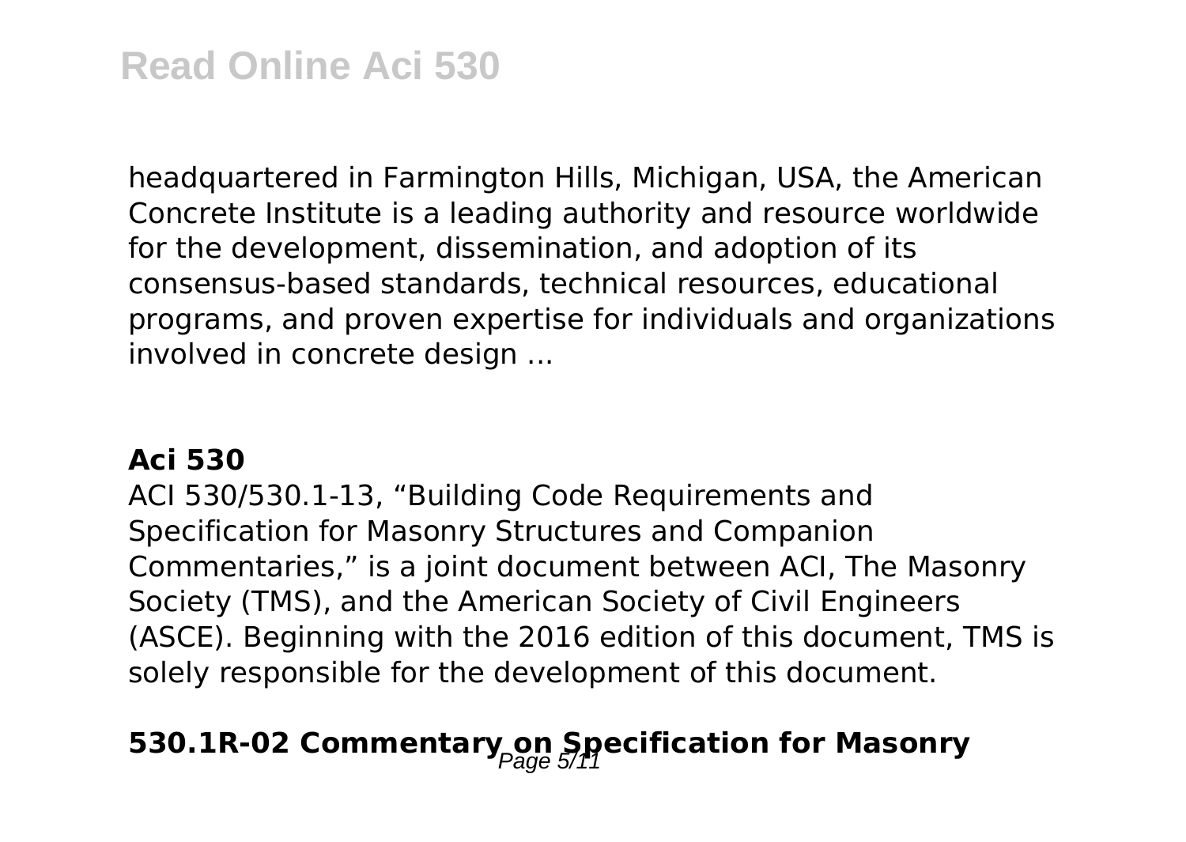headquartered in Farmington Hills, Michigan, USA, the American Concrete Institute is a leading authority and resource worldwide for the development, dissemination, and adoption of its consensus-based standards, technical resources, educational programs, and proven expertise for individuals and organizations involved in concrete design ...

**Aci 530**

ACI 530/530.1-13, "Building Code Requirements and Specification for Masonry Structures and Companion Commentaries," is a joint document between ACI, The Masonry Society (TMS), and the American Society of Civil Engineers (ASCE). Beginning with the 2016 edition of this document, TMS is solely responsible for the development of this document.

## 530.1R-02 Commentary on Specification for Masonry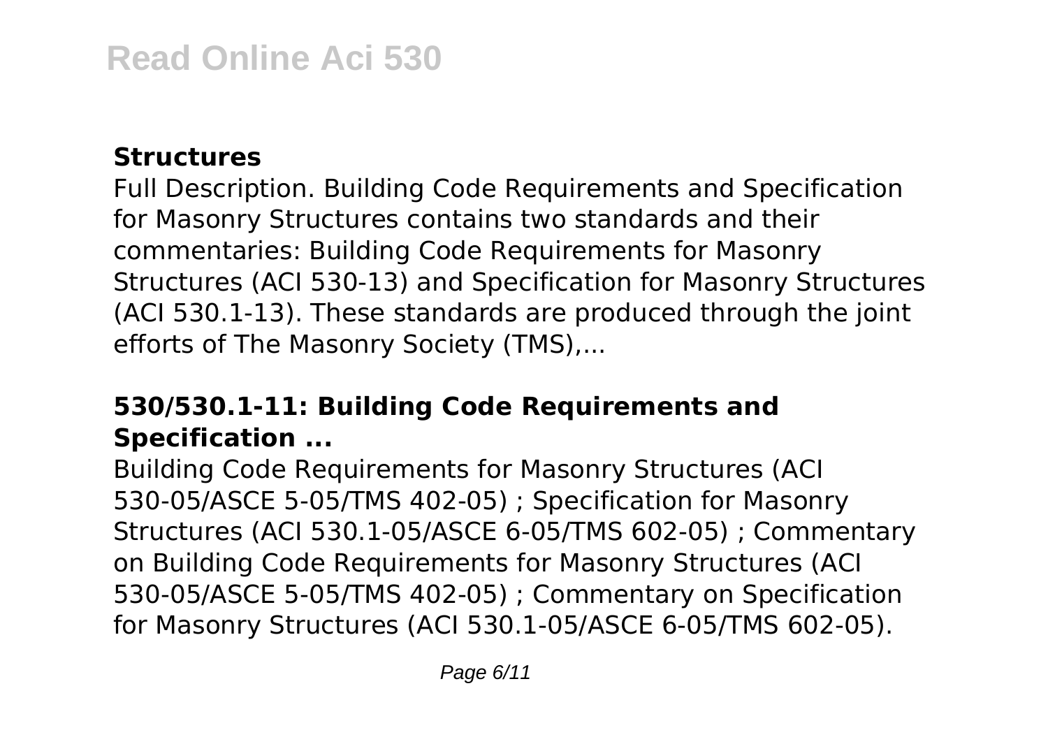### Structures

Full Description. Building Code Requirements and Specification for Masonry Structures contains two standards and their commentaries: Building Code Requirements for Masonry Structures (ACI 530-13) and Specification for Masonry Structures (ACI 530.1-13). These standards are produced through the joint efforts of The Masonry Society (TMS),...

### 530/530.1-11: Building Code Requirements and Specification ...

Building Code Requirements for Masonry Structures (ACI 530-05/ASCE 5-05/TMS 402-05) ; Specification for Masonry Structures (ACI 530.1-05/ASCE 6-05/TMS 602-05) ; Commentary on Building Code Requirements for Masonry Structures (ACI 530-05/ASCE 5-05/TMS 402-05) ; Commentary on Specification for Masonry Structures (ACI 530.1-05/ASCE 6-05/TMS 602-05).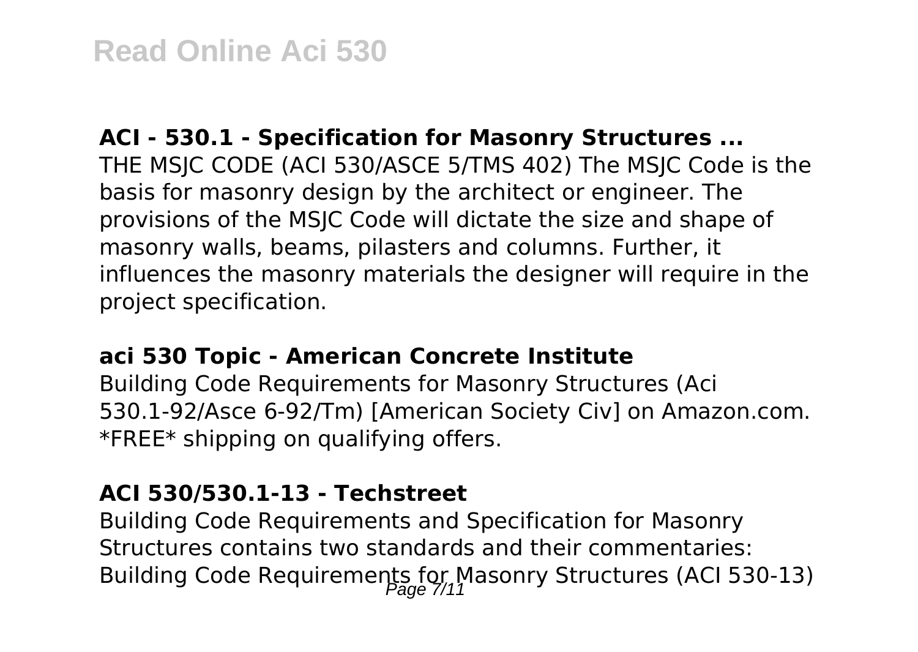### ACI - 530.1 - Specification for Masonry Structures ...

THE MSJC CODE (ACI 530/ASCE 5/TMS 402) The MSJC Code is the basis for masonry design by the architect or engineer. The provisions of the MSJC Code will dictate the size and shape of masonry walls, beams, pilasters and columns. Further, it influences the masonry materials the designer will require in the project specification.

### aci 530 Topic - American Concrete Institute

Building Code Requirements for Masonry Structures (Aci 530.1-92/Asce 6-92/Tm) [American Society Civ] on Amazon.com. *FREE* shipping on qualifying offers.

### ACI 530/530.1-13 - Techstreet

Building Code Requirements and Specification for Masonry Structures contains two standards and their commentaries: Building Code Requirements for Masonry Structures (ACI 530-13)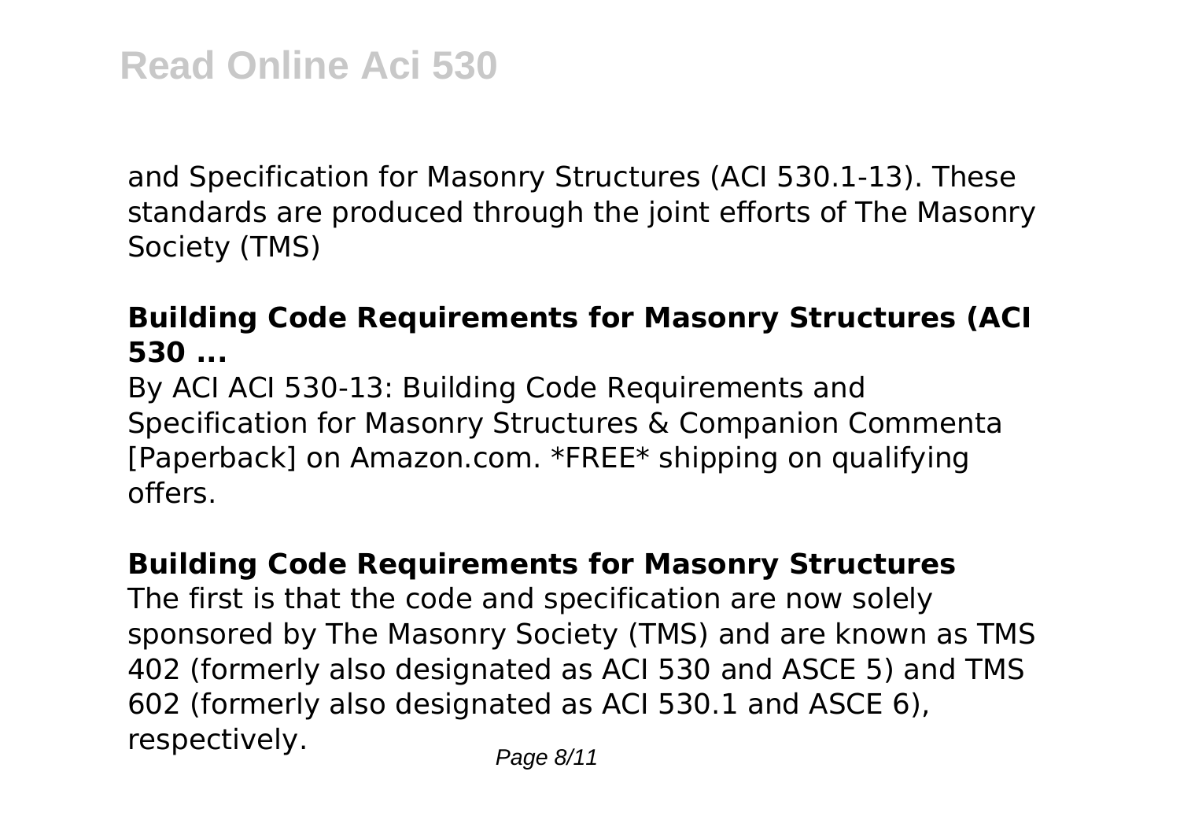and Specification for Masonry Structures (ACI 530.1-13). These standards are produced through the joint efforts of The Masonry Society (TMS)

### Building Code Requirements for Masonry Structures (ACI 530 ...

By ACI ACI 530-13: Building Code Requirements and Specification for Masonry Structures & Companion Commenta [Paperback] on Amazon.com. *FREE* shipping on qualifying offers.

### Building Code Requirements for Masonry Structures

The first is that the code and specification are now solely sponsored by The Masonry Society (TMS) and are known as TMS 402 (formerly also designated as ACI 530 and ASCE 5) and TMS 602 (formerly also designated as ACI 530.1 and ASCE 6), respectively.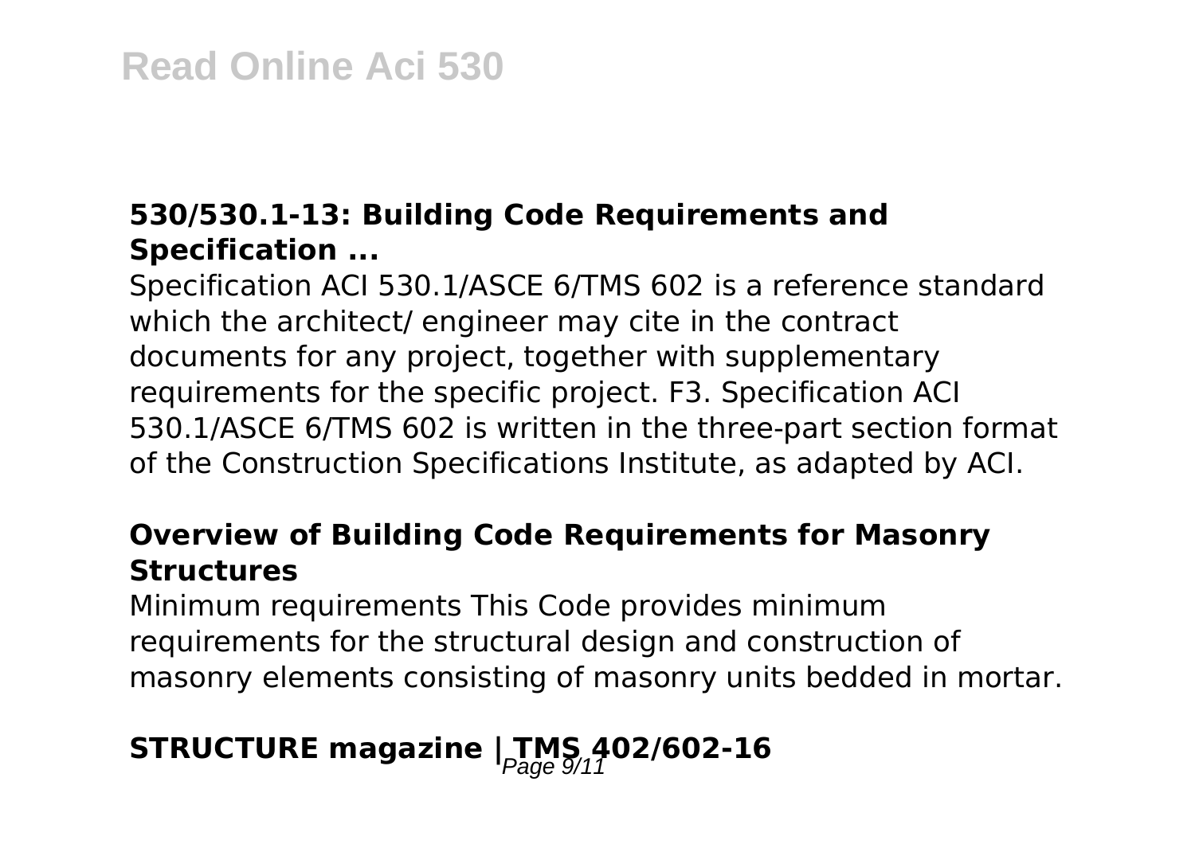### 530/530.1-13: Building Code Requirements and Specification ...

Specification ACI 530.1/ASCE 6/TMS 602 is a reference standard which the architect/ engineer may cite in the contract documents for any project, together with supplementary requirements for the specific project. F3. Specification ACI 530.1/ASCE 6/TMS 602 is written in the three-part section format of the Construction Specifications Institute, as adapted by ACI.

### Overview of Building Code Requirements for Masonry Structures

Minimum requirements This Code provides minimum requirements for the structural design and construction of masonry elements consisting of masonry units bedded in mortar.

## STRUCTURE magazine | TMS 402/602-16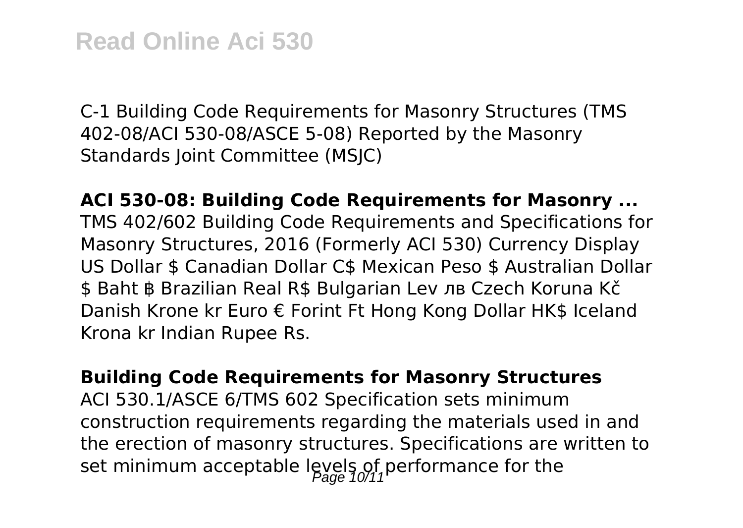C-1 Building Code Requirements for Masonry Structures (TMS 402-08/ACI 530-08/ASCE 5-08) Reported by the Masonry Standards Joint Committee (MSJC)

**ACI 530-08: Building Code Requirements for Masonry ...**
TMS 402/602 Building Code Requirements and Specifications for Masonry Structures, 2016 (Formerly ACI 530) Currency Display US Dollar $ Canadian Dollar C$ Mexican Peso $ Australian Dollar $ Baht ฿ Brazilian Real R$ Bulgarian Lev лв Czech Koruna Kč Danish Krone kr Euro € Forint Ft Hong Kong Dollar HK$ Iceland Krona kr Indian Rupee Rs.

**Building Code Requirements for Masonry Structures**
ACI 530.1/ASCE 6/TMS 602 Specification sets minimum construction requirements regarding the materials used in and the erection of masonry structures. Specifications are written to set minimum acceptable levels of performance for the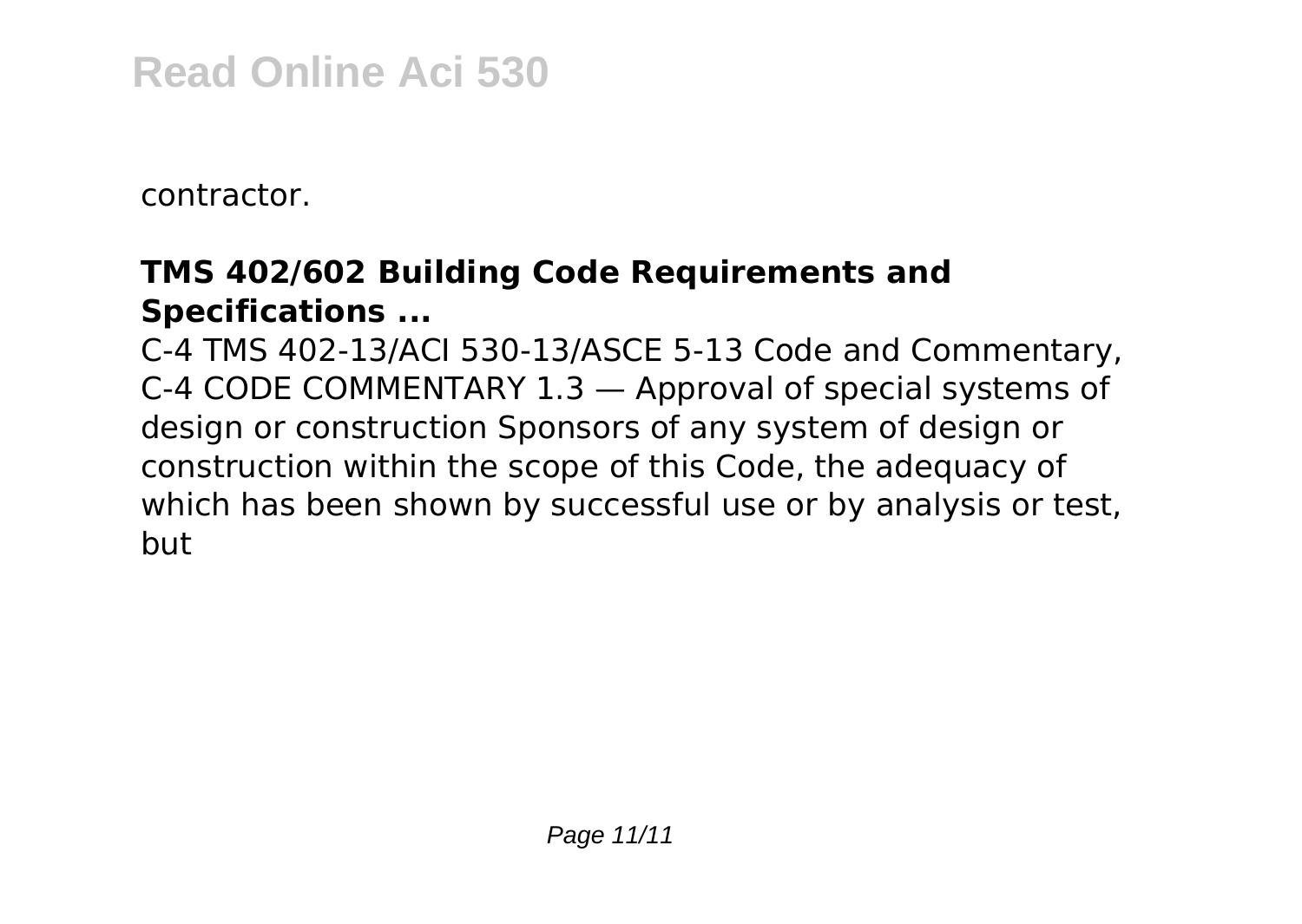contractor.

### TMS 402/602 Building Code Requirements and Specifications ...

C-4 TMS 402-13/ACI 530-13/ASCE 5-13 Code and Commentary, C-4 CODE COMMENTARY 1.3 — Approval of special systems of design or construction Sponsors of any system of design or construction within the scope of this Code, the adequacy of which has been shown by successful use or by analysis or test, but